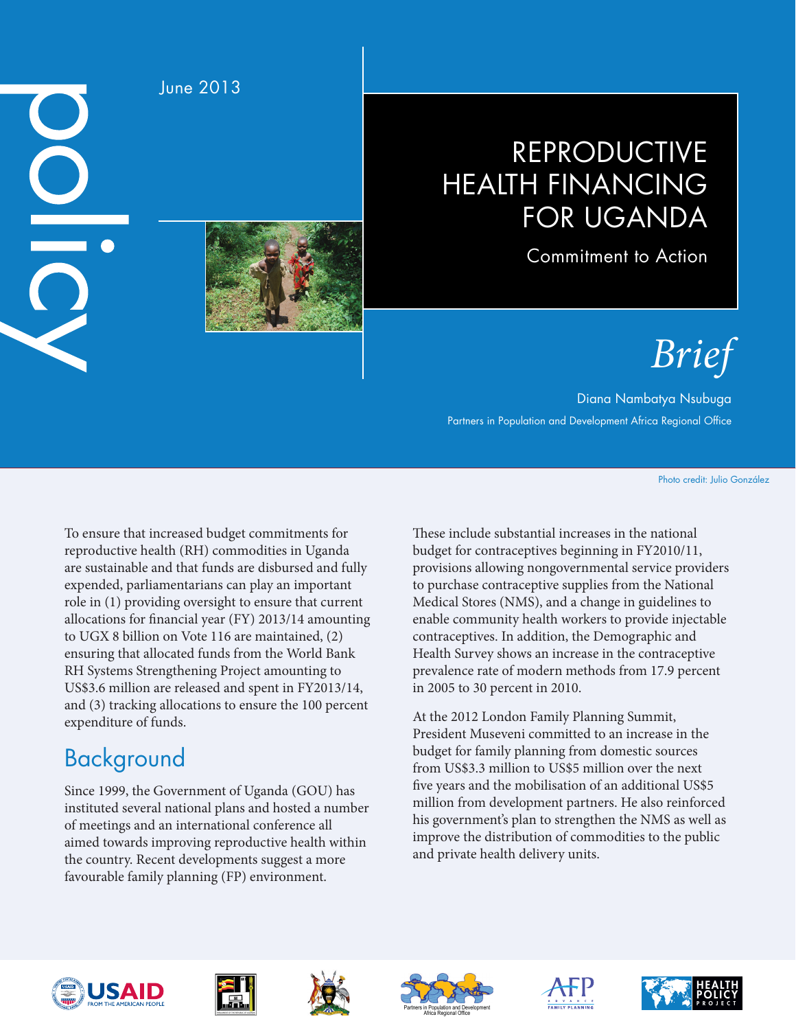policy

June 2013

# REPRODUCTIVE HEALTH FINANCING FOR UGANDA

## Commitment to Action

*Brief*

Diana Nambatya Nsubuga

Partners in Population and Development Africa Regional Office

Photo credit: Julio González

To ensure that increased budget commitments for reproductive health (RH) commodities in Uganda are sustainable and that funds are disbursed and fully expended, parliamentarians can play an important role in (1) providing oversight to ensure that current allocations for financial year (FY) 2013/14 amounting to UGX 8 billion on Vote 116 are maintained, (2) ensuring that allocated funds from the World Bank RH Systems Strengthening Project amounting to US$3.6 million are released and spent in FY2013/14, and (3) tracking allocations to ensure the 100 percent expenditure of funds.

## Background

Since 1999, the Government of Uganda (GOU) has instituted several national plans and hosted a number of meetings and an international conference all aimed towards improving reproductive health within the country. Recent developments suggest a more favourable family planning (FP) environment. These include substantial increases in the national budget for contraceptives beginning in FY2010/11, provisions allowing nongovernmental service providers to purchase contraceptive supplies from the National Medical Stores (NMS), and a change in guidelines to enable community health workers to provide injectable contraceptives. In addition, the Demographic and Health Survey shows an increase in the contraceptive prevalence rate of modern methods from 17.9 percent in 2005 to 30 percent in 2010.

At the 2012 London Family Planning Summit, President Museveni committed to an increase in the budget for family planning from domestic sources from US$3.3 million to US$5 million over the next five years and the mobilisation of an additional US$5 million from development partners. He also reinforced his government's plan to strengthen the NMS as well as improve the distribution of commodities to the public and private health delivery units.

USAID FROM THE AMERICAN PEOPLE

Partners in Population and Development Africa Regional Office

AFP ADVANCE FAMILY PLANNING

HEALTH POLICY PROJECT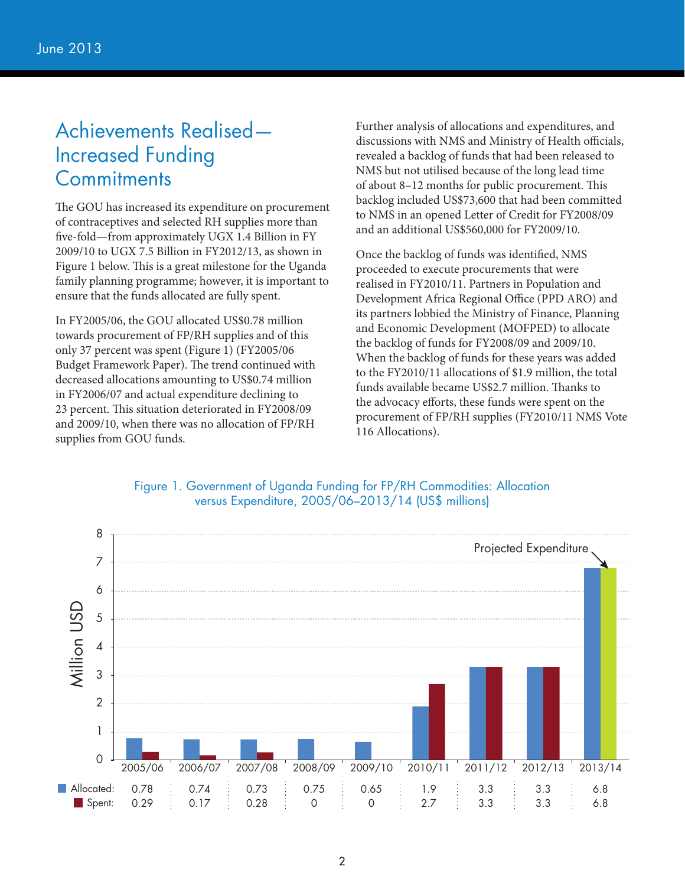## Achievements Realised—Increased Funding Commitments

The GOU has increased its expenditure on procurement of contraceptives and selected RH supplies more than five-fold—from approximately UGX 1.4 Billion in FY 2009/10 to UGX 7.5 Billion in FY2012/13, as shown in Figure 1 below. This is a great milestone for the Uganda family planning programme; however, it is important to ensure that the funds allocated are fully spent.

In FY2005/06, the GOU allocated US$0.78 million towards procurement of FP/RH supplies and of this only 37 percent was spent (Figure 1) (FY2005/06 Budget Framework Paper). The trend continued with decreased allocations amounting to US$0.74 million in FY2006/07 and actual expenditure declining to 23 percent. This situation deteriorated in FY2008/09 and 2009/10, when there was no allocation of FP/RH supplies from GOU funds.

Further analysis of allocations and expenditures, and discussions with NMS and Ministry of Health officials, revealed a backlog of funds that had been released to NMS but not utilised because of the long lead time of about 8–12 months for public procurement. This backlog included US$73,600 that had been committed to NMS in an opened Letter of Credit for FY2008/09 and an additional US$560,000 for FY2009/10.

Once the backlog of funds was identified, NMS proceeded to execute procurements that were realised in FY2010/11. Partners in Population and Development Africa Regional Office (PPD ARO) and its partners lobbied the Ministry of Finance, Planning and Economic Development (MOFPED) to allocate the backlog of funds for FY2008/09 and 2009/10. When the backlog of funds for these years was added to the FY2010/11 allocations of $1.9 million, the total funds available became US$2.7 million. Thanks to the advocacy efforts, these funds were spent on the procurement of FP/RH supplies (FY2010/11 NMS Vote 116 Allocations).

Figure 1. Government of Uganda Funding for FP/RH Commodities: Allocation versus Expenditure, 2005/06–2013/14 (US$ millions)

| | 2005/06 | 2006/07 | 2007/08 | 2008/09 | 2009/10 | 2010/11 | 2011/12 | 2012/13 | 2013/14 |
|---|---|---|---|---|---|---|---|---|---|
| Allocated: | 0.78 | 0.74 | 0.73 | 0.75 | 0.65 | 1.9 | 3.3 | 3.3 | 6.8 |
| Spent: | 0.29 | 0.17 | 0.28 | 0 | 0 | 2.7 | 3.3 | 3.3 | 6.8 |

Note: 2013/14 spent value is Projected Expenditure.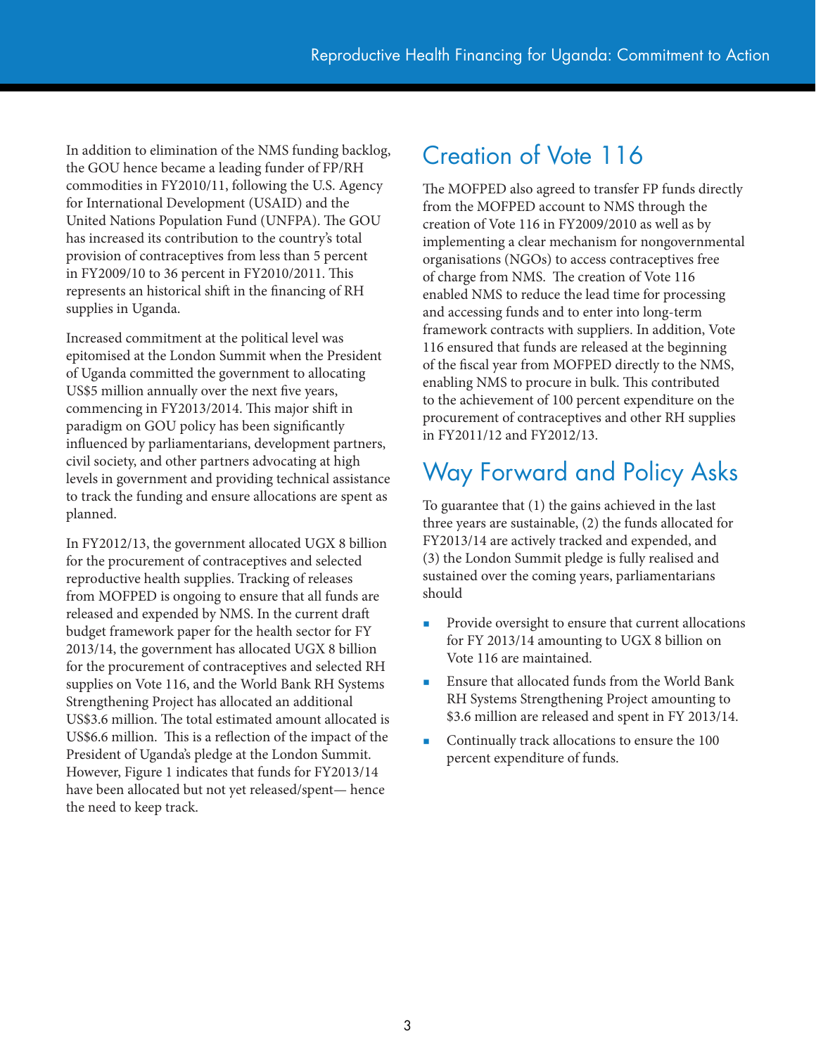In addition to elimination of the NMS funding backlog, the GOU hence became a leading funder of FP/RH commodities in FY2010/11, following the U.S. Agency for International Development (USAID) and the United Nations Population Fund (UNFPA). The GOU has increased its contribution to the country's total provision of contraceptives from less than 5 percent in FY2009/10 to 36 percent in FY2010/2011. This represents an historical shift in the financing of RH supplies in Uganda.

Increased commitment at the political level was epitomised at the London Summit when the President of Uganda committed the government to allocating US$5 million annually over the next five years, commencing in FY2013/2014. This major shift in paradigm on GOU policy has been significantly influenced by parliamentarians, development partners, civil society, and other partners advocating at high levels in government and providing technical assistance to track the funding and ensure allocations are spent as planned.

In FY2012/13, the government allocated UGX 8 billion for the procurement of contraceptives and selected reproductive health supplies. Tracking of releases from MOFPED is ongoing to ensure that all funds are released and expended by NMS. In the current draft budget framework paper for the health sector for FY 2013/14, the government has allocated UGX 8 billion for the procurement of contraceptives and selected RH supplies on Vote 116, and the World Bank RH Systems Strengthening Project has allocated an additional US$3.6 million. The total estimated amount allocated is US$6.6 million. This is a reflection of the impact of the President of Uganda's pledge at the London Summit. However, Figure 1 indicates that funds for FY2013/14 have been allocated but not yet released/spent— hence the need to keep track.

## Creation of Vote 116

The MOFPED also agreed to transfer FP funds directly from the MOFPED account to NMS through the creation of Vote 116 in FY2009/2010 as well as by implementing a clear mechanism for nongovernmental organisations (NGOs) to access contraceptives free of charge from NMS. The creation of Vote 116 enabled NMS to reduce the lead time for processing and accessing funds and to enter into long-term framework contracts with suppliers. In addition, Vote 116 ensured that funds are released at the beginning of the fiscal year from MOFPED directly to the NMS, enabling NMS to procure in bulk. This contributed to the achievement of 100 percent expenditure on the procurement of contraceptives and other RH supplies in FY2011/12 and FY2012/13.

## Way Forward and Policy Asks

To guarantee that (1) the gains achieved in the last three years are sustainable, (2) the funds allocated for FY2013/14 are actively tracked and expended, and (3) the London Summit pledge is fully realised and sustained over the coming years, parliamentarians should

- Provide oversight to ensure that current allocations for FY 2013/14 amounting to UGX 8 billion on Vote 116 are maintained.
- Ensure that allocated funds from the World Bank RH Systems Strengthening Project amounting to $3.6 million are released and spent in FY 2013/14.
- Continually track allocations to ensure the 100 percent expenditure of funds.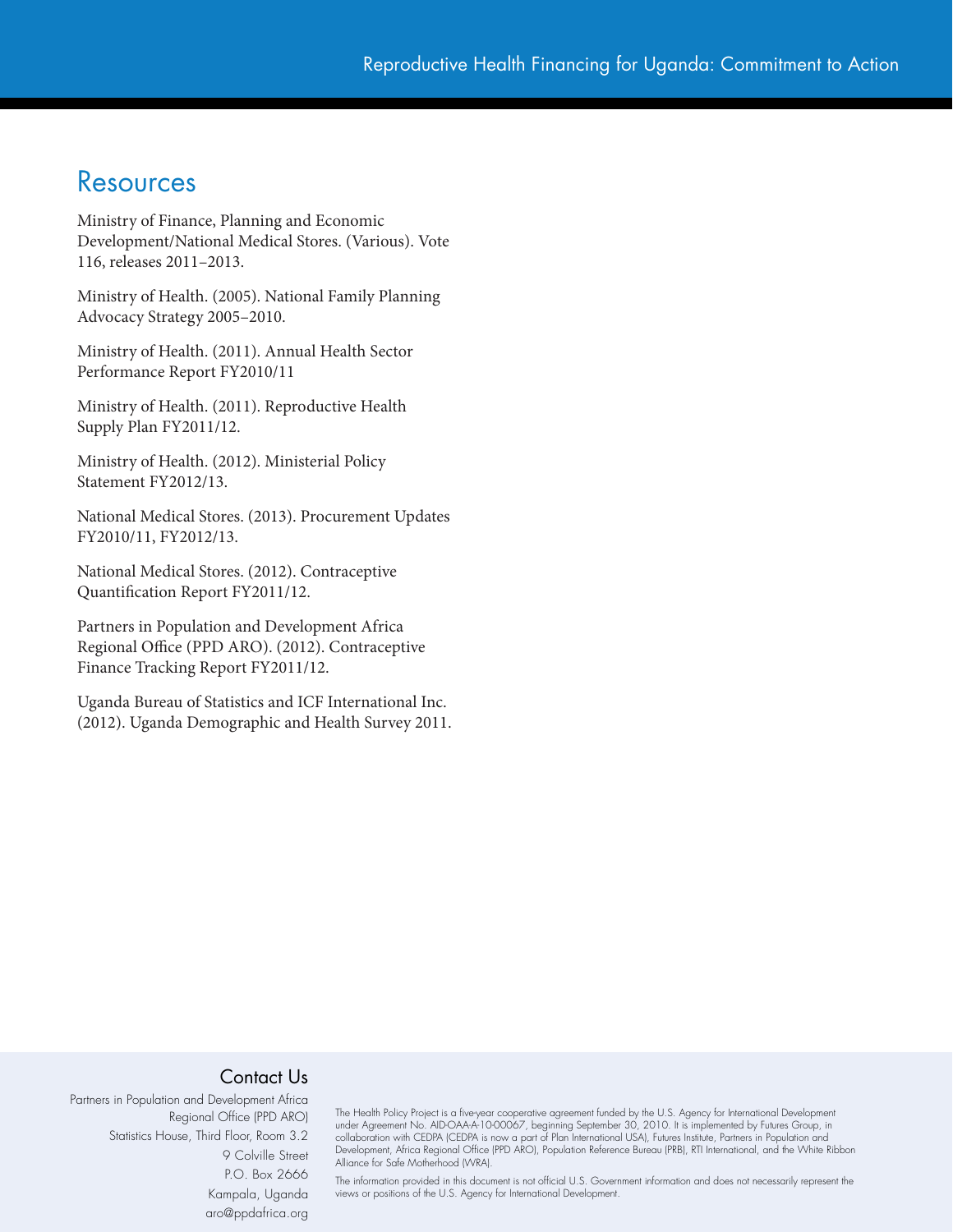## Resources

Ministry of Finance, Planning and Economic Development/National Medical Stores. (Various). Vote 116, releases 2011–2013.

Ministry of Health. (2005). National Family Planning Advocacy Strategy 2005–2010.

Ministry of Health. (2011). Annual Health Sector Performance Report FY2010/11

Ministry of Health. (2011). Reproductive Health Supply Plan FY2011/12.

Ministry of Health. (2012). Ministerial Policy Statement FY2012/13.

National Medical Stores. (2013). Procurement Updates FY2010/11, FY2012/13.

National Medical Stores. (2012). Contraceptive Quantification Report FY2011/12.

Partners in Population and Development Africa Regional Office (PPD ARO). (2012). Contraceptive Finance Tracking Report FY2011/12.

Uganda Bureau of Statistics and ICF International Inc. (2012). Uganda Demographic and Health Survey 2011.

### Contact Us

Partners in Population and Development Africa Regional Office (PPD ARO)
Statistics House, Third Floor, Room 3.2
9 Colville Street
P.O. Box 2666
Kampala, Uganda
aro@ppdafrica.org

The Health Policy Project is a five-year cooperative agreement funded by the U.S. Agency for International Development under Agreement No. AID-OAA-A-10-00067, beginning September 30, 2010. It is implemented by Futures Group, in collaboration with CEDPA (CEDPA is now a part of Plan International USA), Futures Institute, Partners in Population and Development, Africa Regional Office (PPD ARO), Population Reference Bureau (PRB), RTI International, and the White Ribbon Alliance for Safe Motherhood (WRA).

The information provided in this document is not official U.S. Government information and does not necessarily represent the views or positions of the U.S. Agency for International Development.